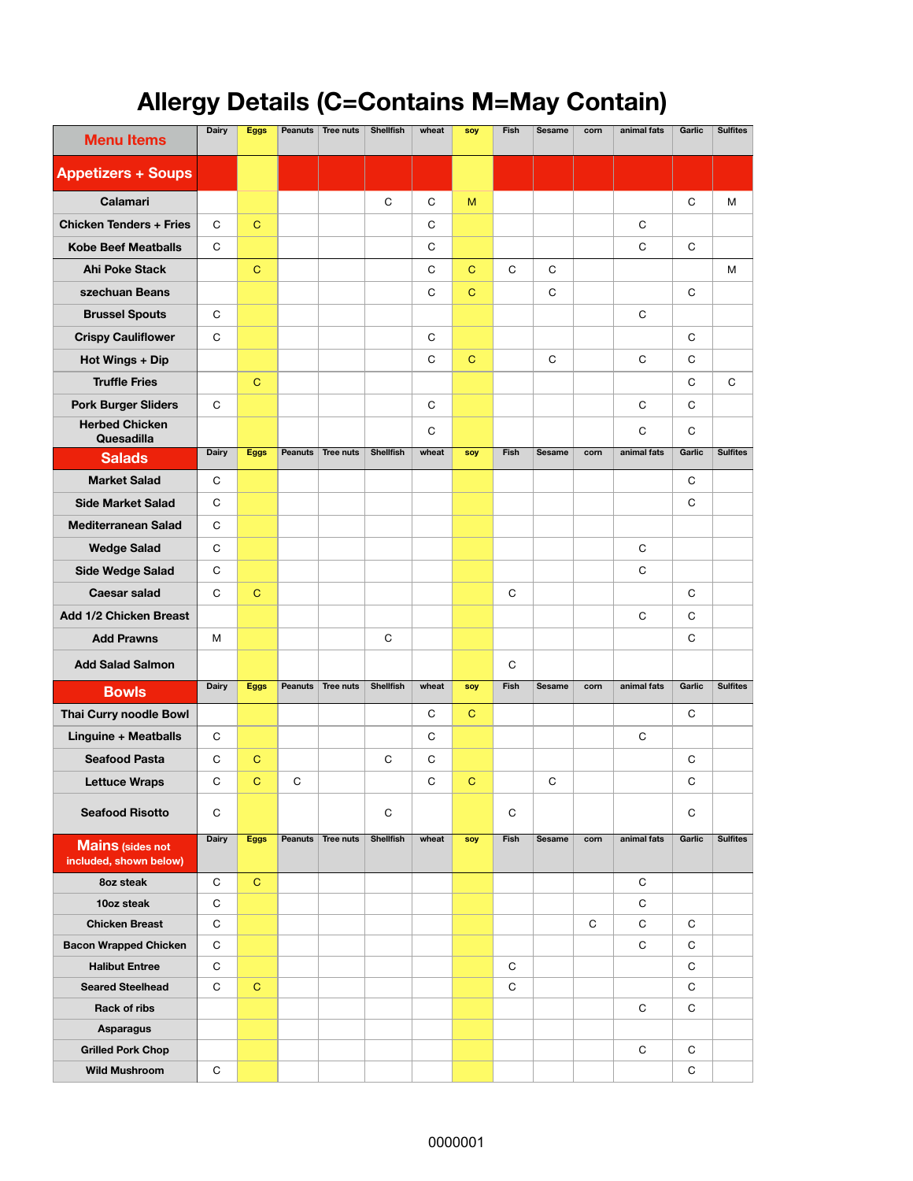# Allergy Details (C=Contains M=May Contain)

| Menu Items | Dairy | Eggs | Peanuts | Tree nuts | Shellfish | wheat | soy | Fish | Sesame | corn | animal fats | Garlic | Sulfites |
|---|---|---|---|---|---|---|---|---|---|---|---|---|---|
| **Appetizers + Soups** | | | | | | | | | | | | | |
| Calamari | | | | | C | C | M | | | | | C | M |
| Chicken Tenders + Fries | C | C | | | | C | | | | | C | | |
| Kobe Beef Meatballs | C | | | | | C | | | | | C | C | |
| Ahi Poke Stack | | C | | | | C | C | C | C | | | | M |
| szechuan Beans | | | | | | C | C | | C | | | C | |
| Brussel Spouts | C | | | | | | | | | | C | | |
| Crispy Cauliflower | C | | | | | C | | | | | | C | |
| Hot Wings + Dip | | | | | | C | C | | C | | C | C | |
| Truffle Fries | | C | | | | | | | | | | C | C |
| Pork Burger Sliders | C | | | | | C | | | | | C | C | |
| Herbed Chicken Quesadilla | | | | | | C | | | | | C | C | |
| **Salads** | **Dairy** | **Eggs** | **Peanuts** | **Tree nuts** | **Shellfish** | **wheat** | **soy** | **Fish** | **Sesame** | **corn** | **animal fats** | **Garlic** | **Sulfites** |
| Market Salad | C | | | | | | | | | | | C | |
| Side Market Salad | C | | | | | | | | | | | C | |
| Mediterranean Salad | C | | | | | | | | | | | | |
| Wedge Salad | C | | | | | | | | | | C | | |
| Side Wedge Salad | C | | | | | | | | | | C | | |
| Caesar salad | C | C | | | | | | C | | | | C | |
| Add 1/2 Chicken Breast | | | | | | | | | | | C | C | |
| Add Prawns | M | | | | C | | | | | | | C | |
| Add Salad Salmon | | | | | | | | C | | | | | |
| **Bowls** | **Dairy** | **Eggs** | **Peanuts** | **Tree nuts** | **Shellfish** | **wheat** | **soy** | **Fish** | **Sesame** | **corn** | **animal fats** | **Garlic** | **Sulfites** |
| Thai Curry noodle Bowl | | | | | | C | C | | | | | C | |
| Linguine + Meatballs | C | | | | | C | | | | | C | | |
| Seafood Pasta | C | C | | | C | C | | | | | | C | |
| Lettuce Wraps | C | C | C | | | C | C | | C | | | C | |
| Seafood Risotto | C | | | | C | | | C | | | | C | |
| **Mains** (sides not included, shown below) | **Dairy** | **Eggs** | **Peanuts** | **Tree nuts** | **Shellfish** | **wheat** | **soy** | **Fish** | **Sesame** | **corn** | **animal fats** | **Garlic** | **Sulfites** |
| 8oz steak | C | C | | | | | | | | | C | | |
| 10oz steak | C | | | | | | | | | | C | | |
| Chicken Breast | C | | | | | | | | | C | C | C | |
| Bacon Wrapped Chicken | C | | | | | | | | | | C | C | |
| Halibut Entree | C | | | | | | | C | | | | C | |
| Seared Steelhead | C | C | | | | | | C | | | | C | |
| Rack of ribs | | | | | | | | | | | C | C | |
| Asparagus | | | | | | | | | | | | | |
| Grilled Pork Chop | | | | | | | | | | | C | C | |
| Wild Mushroom | C | | | | | | | | | | | C | |

0000001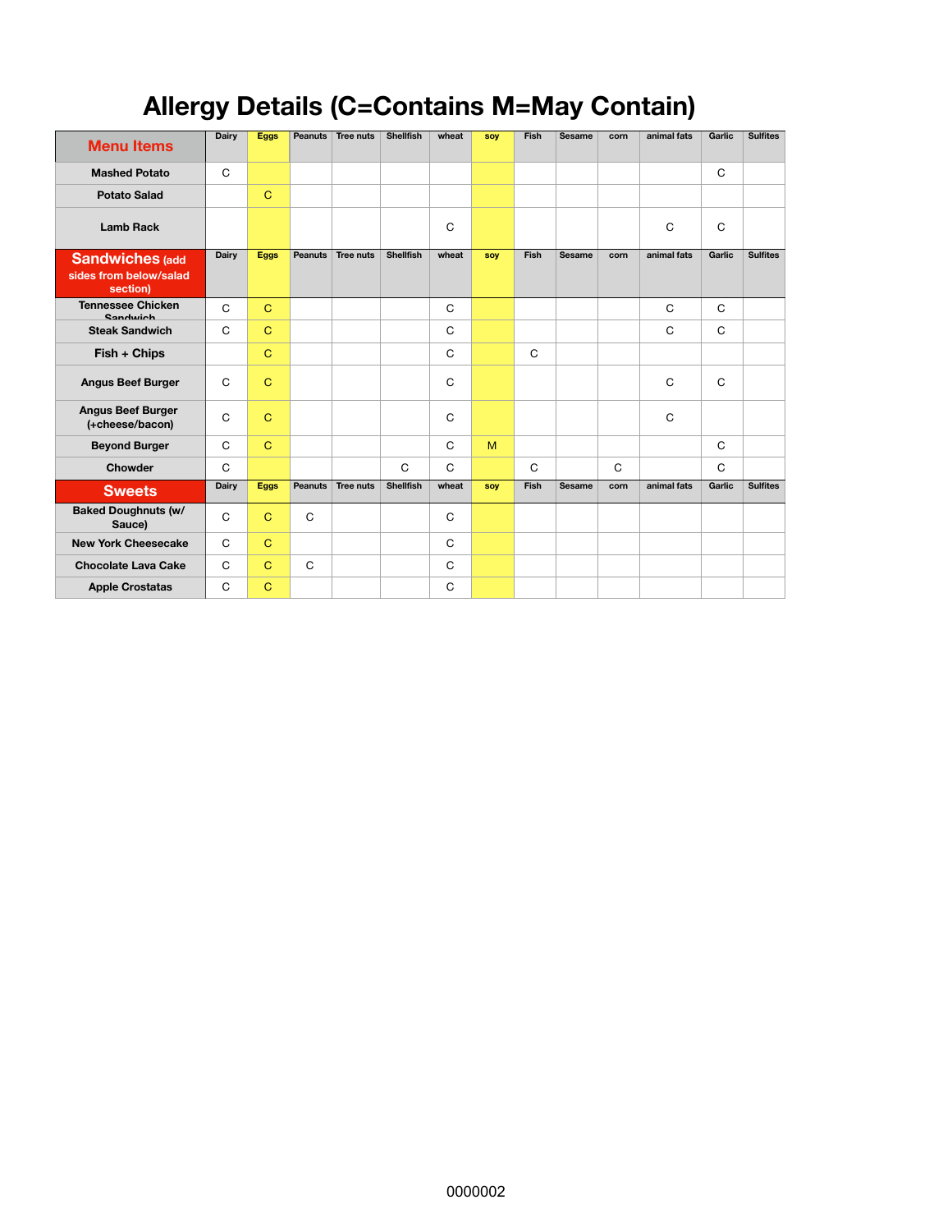# Allergy Details (C=Contains M=May Contain)

| Menu Items | Dairy | Eggs | Peanuts | Tree nuts | Shellfish | wheat | soy | Fish | Sesame | corn | animal fats | Garlic | Sulfites |
|---|---|---|---|---|---|---|---|---|---|---|---|---|---|
| Mashed Potato | C | | | | | | | | | | | C | |
| Potato Salad | | C | | | | | | | | | | | |
| Lamb Rack | | | | | | C | | | | | C | C | |
| **Sandwiches** (add sides from below/salad section) | Dairy | Eggs | Peanuts | Tree nuts | Shellfish | wheat | soy | Fish | Sesame | corn | animal fats | Garlic | Sulfites |
| Tennessee Chicken Sandwich | C | C | | | | C | | | | | C | C | |
| Steak Sandwich | C | C | | | | C | | | | | C | C | |
| Fish + Chips | | C | | | | C | | C | | | | | |
| Angus Beef Burger | C | C | | | | C | | | | | C | C | |
| Angus Beef Burger (+cheese/bacon) | C | C | | | | C | | | | | C | | |
| Beyond Burger | C | C | | | | C | M | | | | | C | |
| Chowder | C | | | | C | C | | C | | C | | C | |
| **Sweets** | Dairy | Eggs | Peanuts | Tree nuts | Shellfish | wheat | soy | Fish | Sesame | corn | animal fats | Garlic | Sulfites |
| Baked Doughnuts (w/ Sauce) | C | C | C | | | C | | | | | | | |
| New York Cheesecake | C | C | | | | C | | | | | | | |
| Chocolate Lava Cake | C | C | C | | | C | | | | | | | |
| Apple Crostatas | C | C | | | | C | | | | | | | |

0000002